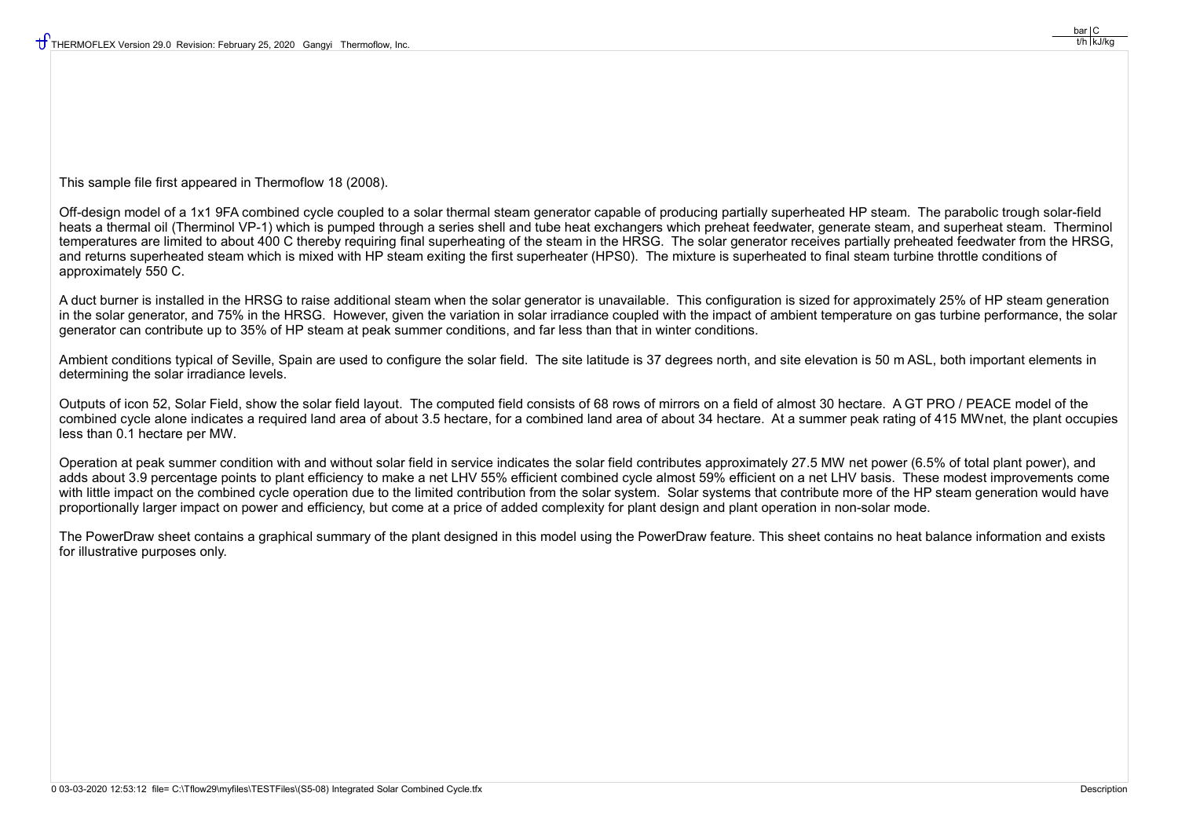This sample file first appeared in Thermoflow 18 (2008).

Off-design model of a 1x1 9FA combined cycle coupled to a solar thermal steam generator capable of producing partially superheated HP steam. The parabolic trough solar-field heats a thermal oil (Therminol VP-1) which is pumped through a series shell and tube heat exchangers which preheat feedwater, generate steam, and superheat steam. Therminol temperatures are limited to about 400 C thereby requiring final superheating of the steam in the HRSG. The solar generator receives partially preheated feedwater from the HRSG, and returns superheated steam which is mixed with HP steam exiting the first superheater (HPS0). The mixture is superheated to final steam turbine throttle conditions of approximately 550 C.

A duct burner is installed in the HRSG to raise additional steam when the solar generator is unavailable. This configuration is sized for approximately 25% of HP steam generation in the solar generator, and 75% in the HRSG. However, given the variation in solar irradiance coupled with the impact of ambient temperature on gas turbine performance, the solar generator can contribute up to 35% of HP steam at peak summer conditions, and far less than that in winter conditions.

Ambient conditions typical of Seville, Spain are used to configure the solar field. The site latitude is 37 degrees north, and site elevation is 50 m ASL, both important elements in determining the solar irradiance levels.

Outputs of icon 52, Solar Field, show the solar field layout. The computed field consists of 68 rows of mirrors on a field of almost 30 hectare. A GT PRO / PEACE model of the combined cycle alone indicates a required land area of about 3.5 hectare, for a combined land area of about 34 hectare. At a summer peak rating of 415 MWnet, the plant occupies less than 0.1 hectare per MW.

Operation at peak summer condition with and without solar field in service indicates the solar field contributes approximately 27.5 MW net power (6.5% of total plant power), and adds about 3.9 percentage points to plant efficiency to make a net LHV 55% efficient combined cycle almost 59% efficient on a net LHV basis. These modest improvements come with little impact on the combined cycle operation due to the limited contribution from the solar system. Solar systems that contribute more of the HP steam generation would have proportionally larger impact on power and efficiency, but come at a price of added complexity for plant design and plant operation in non-solar mode.

The PowerDraw sheet contains a graphical summary of the plant designed in this model using the PowerDraw feature. This sheet contains no heat balance information and exists for illustrative purposes only.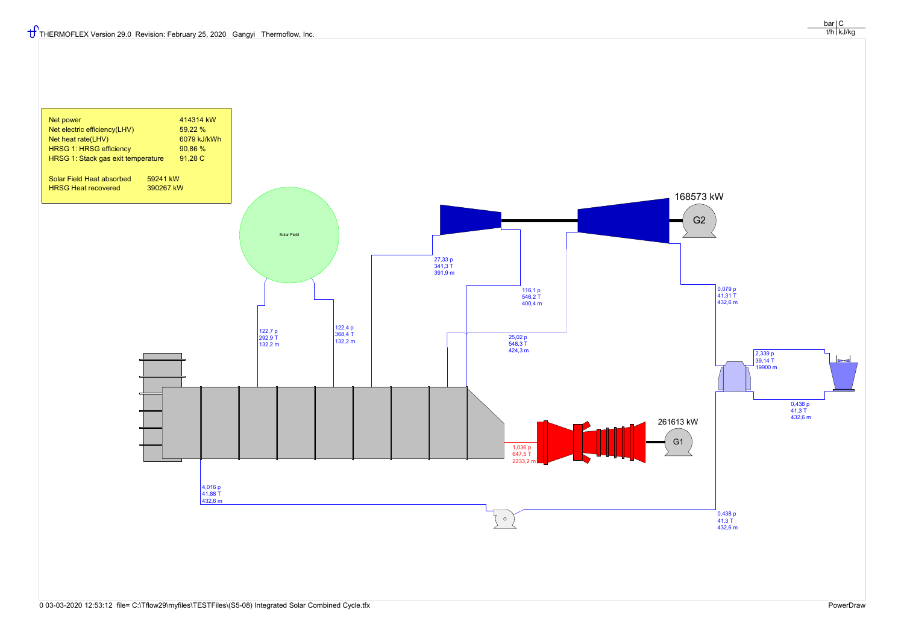THERMOFLEX Version 29.0 Revision: February 25, 2020 Gangyi Thermoflow, Inc.

| bar | C |
|---|---|
| t/h | kJ/kg |

| | |
|---|---|
| Net power | 414314 kW |
| Net electric efficiency(LHV) | 59,22 % |
| Net heat rate(LHV) | 6079 kJ/kWh |
| HRSG 1: HRSG efficiency | 90,86 % |
| HRSG 1: Stack gas exit temperature | 91,28 C |

| | |
|---|---|
| Solar Field Heat absorbed | 59241 kW |
| HRSG Heat recovered | 390267 kW |

Solar Field

168573 kW

G2

27,33 p
341,3 T
391,9 m

116,1 p
546,2 T
400,4 m

122,7 p
292,9 T
132,2 m

122,4 p
368,4 T
132,2 m

25,02 p
548,3 T
424,3 m

0,079 p
41,31 T
432,6 m

2,339 p
39,14 T
19900 m

0,438 p
41,3 T
432,6 m

261613 kW

G1

1,036 p
647,5 T
2233,2 m

4,016 p
41,88 T
432,6 m

0,438 p
41,3 T
432,6 m

0 03-03-2020 12:53:12 file= C:\Tflow29\myfiles\TESTFiles\(S5-08) Integrated Solar Combined Cycle.tfx

PowerDraw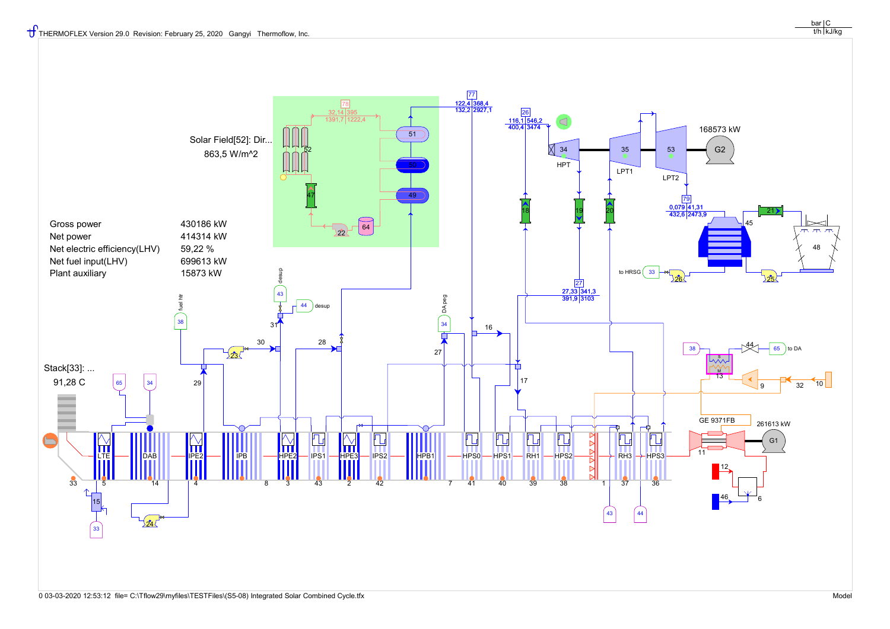THERMOFLEX Version 29.0 Revision: February 25, 2020 Gangyi Thermoflow, Inc.

Solar Field[52]: Dir...

863,5 W/m^2

| | |
|---|---|
| Gross power | 430186 kW |
| Net power | 414314 kW |
| Net electric efficiency(LHV) | 59,22 % |
| Net fuel input(LHV) | 699613 kW |
| Plant auxiliary | 15873 kW |

Stack[33]: ...

91,28 C

168573 kW

261613 kW

GE 9371FB

0 03-03-2020 12:53:12 file= C:\Tflow29\myfiles\TESTFiles\(S5-08) Integrated Solar Combined Cycle.tfx

Model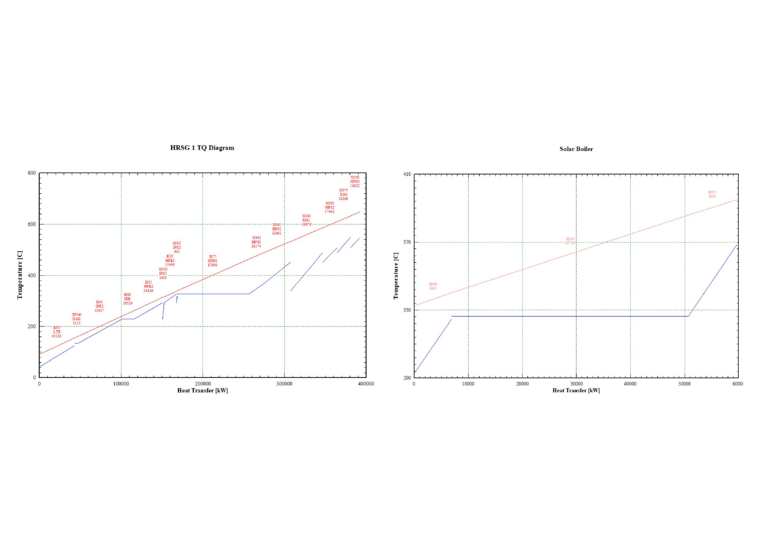HRSG 1 TQ Diagram

Temperature [C]

Heat Transfer [kW]

800
600
400
200
0

0
100000
200000
300000
400000

E[5]
LTE
43183

D[14]
DAB
5115

E[4]
IPE2
51637

B[8]
IPB
16526

E[3]
HPE2
24326

S[43]
IPS1
1653

E[2]
HPE3
15489

S[42]
IPS2
631

B[7]
HPB1
87995

S[41]
HPS0
18174

S[40]
HPS1
32491

S[39]
RH1
39676

S[38]
HPS2
17442

S[37]
RH3
16269

S[36]
HPS3
11622

Solar Boiler

Temperature [C]

Heat Transfer [kW]

410
370
330
290

0
10000
20000
30000
40000
50000
60000

H[40]
6963

H[39]
43704

H[71]
8850